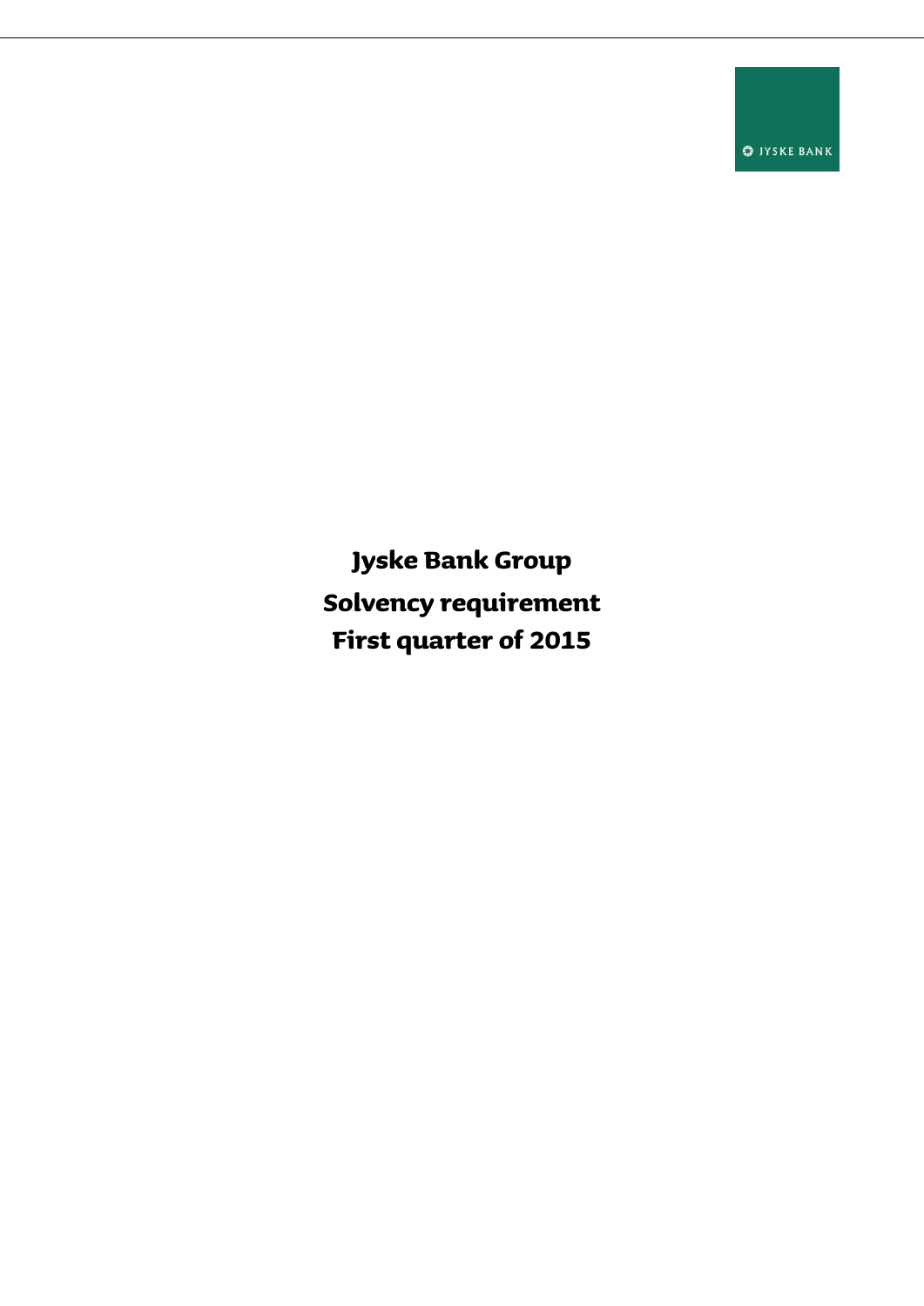JYSKE BANK

# Jyske Bank Group

# Solvency requirement

# First quarter of 2015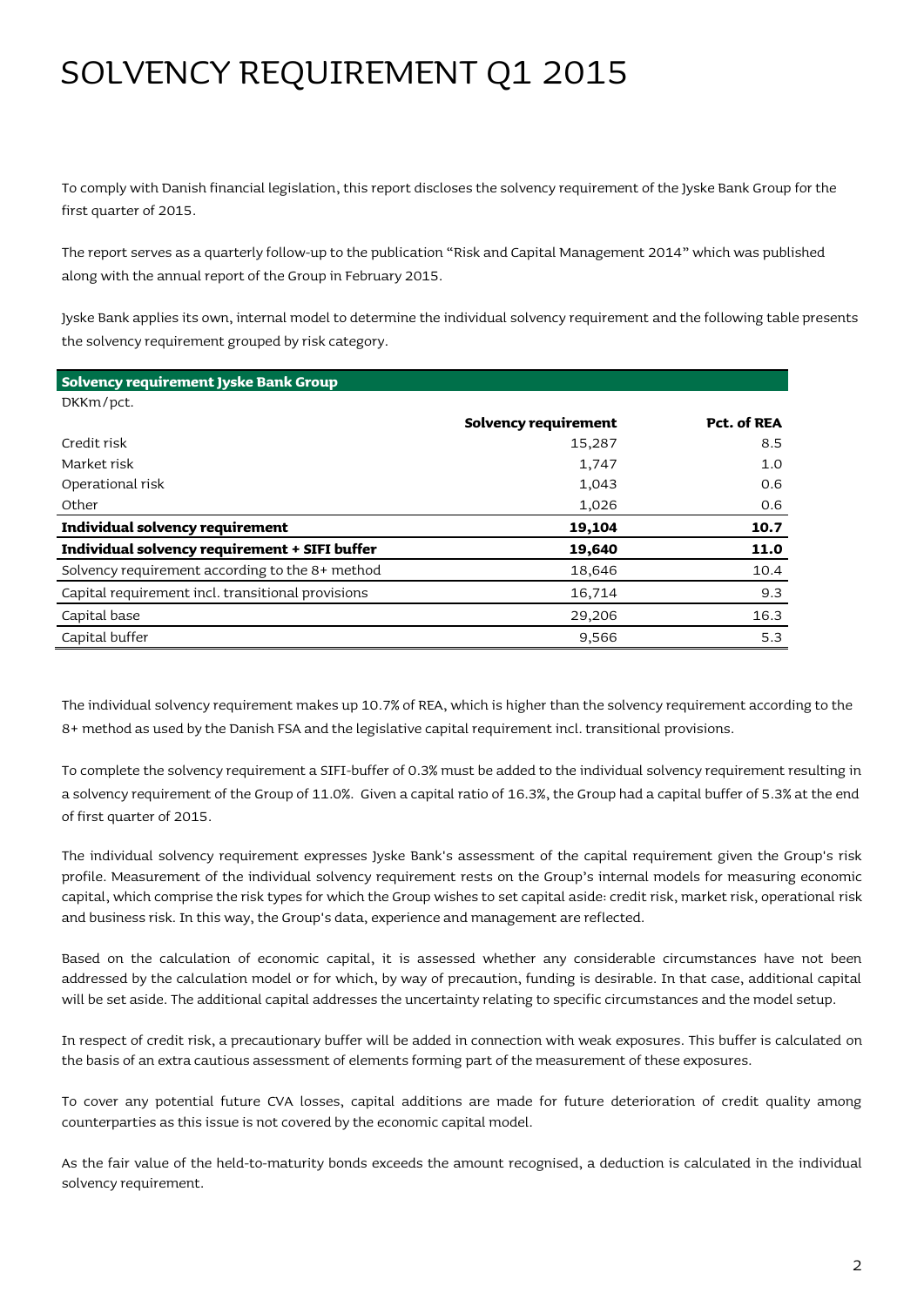# SOLVENCY REQUIREMENT Q1 2015

To comply with Danish financial legislation, this report discloses the solvency requirement of the Jyske Bank Group for the first quarter of 2015.

The report serves as a quarterly follow-up to the publication "Risk and Capital Management 2014" which was published along with the annual report of the Group in February 2015.

Jyske Bank applies its own, internal model to determine the individual solvency requirement and the following table presents the solvency requirement grouped by risk category.

| **Solvency requirement Jyske Bank Group** | | |
|---|---|---|
| DKKm/pct. | | |
| | **Solvency requirement** | **Pct. of REA** |
| Credit risk | 15,287 | 8.5 |
| Market risk | 1,747 | 1.0 |
| Operational risk | 1,043 | 0.6 |
| Other | 1,026 | 0.6 |
| **Individual solvency requirement** | **19,104** | **10.7** |
| **Individual solvency requirement + SIFI buffer** | **19,640** | **11.0** |
| Solvency requirement according to the 8+ method | 18,646 | 10.4 |
| Capital requirement incl. transitional provisions | 16,714 | 9.3 |
| Capital base | 29,206 | 16.3 |
| Capital buffer | 9,566 | 5.3 |

The individual solvency requirement makes up 10.7% of REA, which is higher than the solvency requirement according to the 8+ method as used by the Danish FSA and the legislative capital requirement incl. transitional provisions.

To complete the solvency requirement a SIFI-buffer of 0.3% must be added to the individual solvency requirement resulting in a solvency requirement of the Group of 11.0%. Given a capital ratio of 16.3%, the Group had a capital buffer of 5.3% at the end of first quarter of 2015.

The individual solvency requirement expresses Jyske Bank's assessment of the capital requirement given the Group's risk profile. Measurement of the individual solvency requirement rests on the Group's internal models for measuring economic capital, which comprise the risk types for which the Group wishes to set capital aside: credit risk, market risk, operational risk and business risk. In this way, the Group's data, experience and management are reflected.

Based on the calculation of economic capital, it is assessed whether any considerable circumstances have not been addressed by the calculation model or for which, by way of precaution, funding is desirable. In that case, additional capital will be set aside. The additional capital addresses the uncertainty relating to specific circumstances and the model setup.

In respect of credit risk, a precautionary buffer will be added in connection with weak exposures. This buffer is calculated on the basis of an extra cautious assessment of elements forming part of the measurement of these exposures.

To cover any potential future CVA losses, capital additions are made for future deterioration of credit quality among counterparties as this issue is not covered by the economic capital model.

As the fair value of the held-to-maturity bonds exceeds the amount recognised, a deduction is calculated in the individual solvency requirement.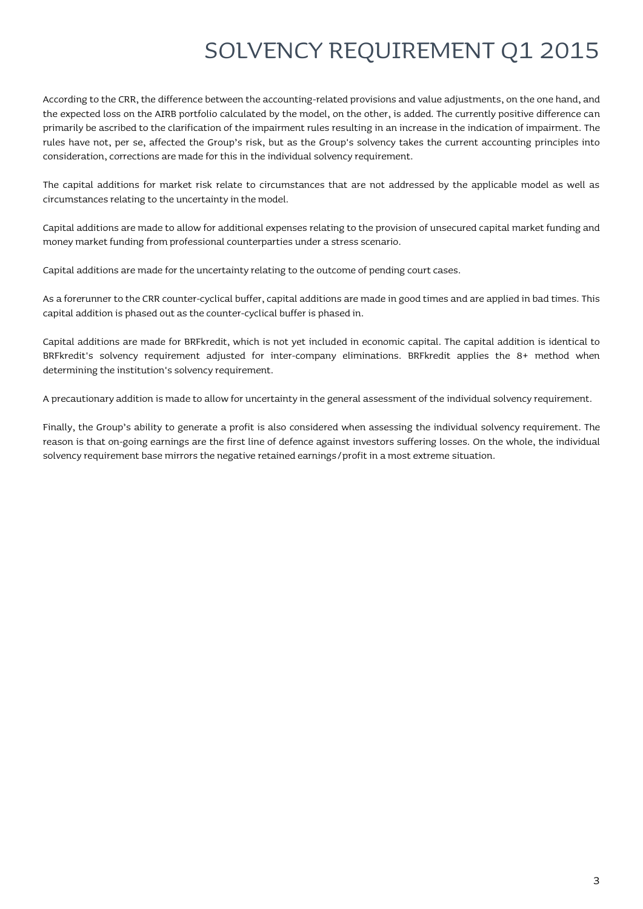# SOLVENCY REQUIREMENT Q1 2015

According to the CRR, the difference between the accounting-related provisions and value adjustments, on the one hand, and the expected loss on the AIRB portfolio calculated by the model, on the other, is added. The currently positive difference can primarily be ascribed to the clarification of the impairment rules resulting in an increase in the indication of impairment. The rules have not, per se, affected the Group's risk, but as the Group's solvency takes the current accounting principles into consideration, corrections are made for this in the individual solvency requirement.

The capital additions for market risk relate to circumstances that are not addressed by the applicable model as well as circumstances relating to the uncertainty in the model.

Capital additions are made to allow for additional expenses relating to the provision of unsecured capital market funding and money market funding from professional counterparties under a stress scenario.

Capital additions are made for the uncertainty relating to the outcome of pending court cases.

As a forerunner to the CRR counter-cyclical buffer, capital additions are made in good times and are applied in bad times. This capital addition is phased out as the counter-cyclical buffer is phased in.

Capital additions are made for BRFkredit, which is not yet included in economic capital. The capital addition is identical to BRFkredit's solvency requirement adjusted for inter-company eliminations. BRFkredit applies the 8+ method when determining the institution's solvency requirement.

A precautionary addition is made to allow for uncertainty in the general assessment of the individual solvency requirement.

Finally, the Group's ability to generate a profit is also considered when assessing the individual solvency requirement. The reason is that on-going earnings are the first line of defence against investors suffering losses. On the whole, the individual solvency requirement base mirrors the negative retained earnings/profit in a most extreme situation.